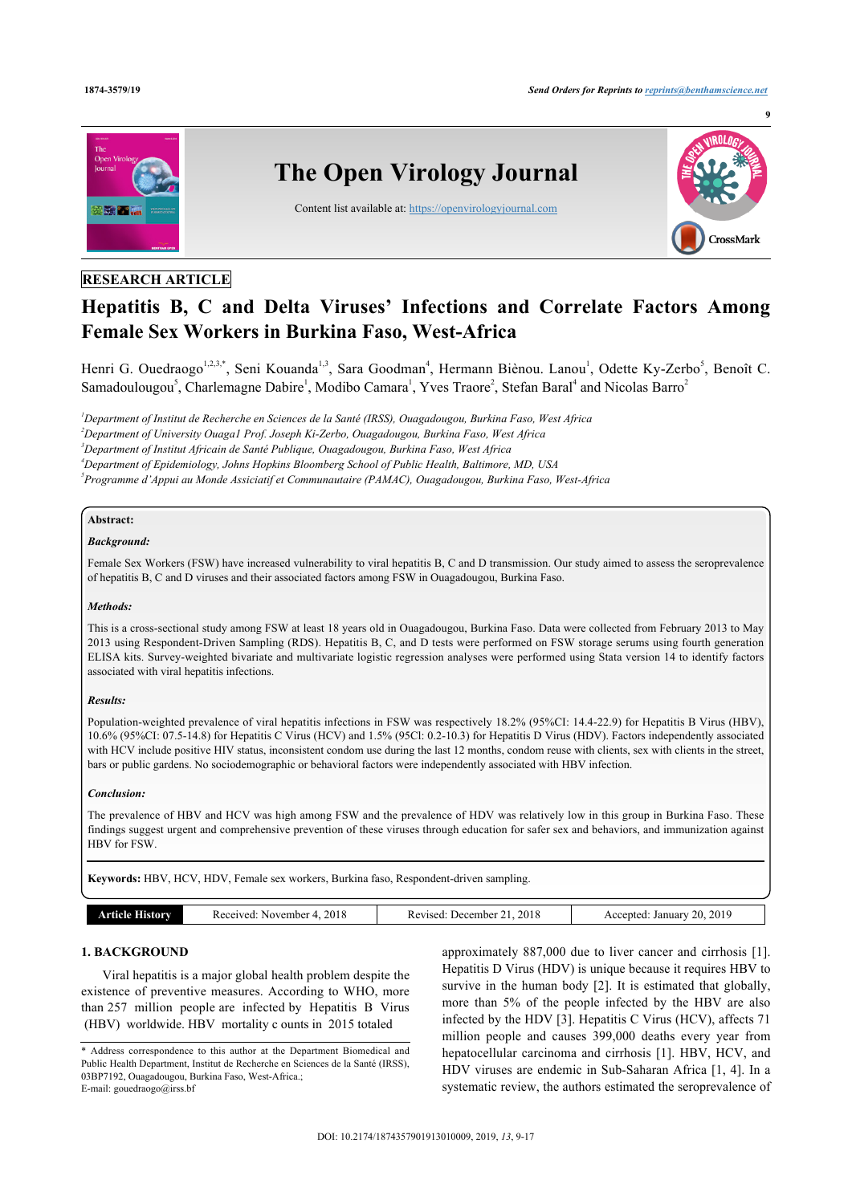RESEARCH ARTICLE

# Hepatitis B, C and Delta Viruses' Infections and Correlate Factors Among Female Sex Workers in Burkina Faso, West-Africa

Henri G. Ouedraogo[1,2,3,*], Seni Kouanda[1,3], Sara Goodman[4], Hermann Biènou. Lanou[1], Odette Ky-Zerbo[5], Benoît C. Samadoulougou[5], Charlemagne Dabire[1], Modibo Camara[1], Yves Traore[2], Stefan Baral[4] and Nicolas Barro[2]

[1]Department of Institut de Recherche en Sciences de la Santé (IRSS), Ouagadougou, Burkina Faso, West Africa

[2]Department of University Ouaga1 Prof. Joseph Ki-Zerbo, Ouagadougou, Burkina Faso, West Africa

[3]Department of Institut Africain de Santé Publique, Ouagadougou, Burkina Faso, West Africa

[4]Department of Epidemiology, Johns Hopkins Bloomberg School of Public Health, Baltimore, MD, USA

[5]Programme d'Appui au Monde Assiciatif et Communautaire (PAMAC), Ouagadougou, Burkina Faso, West-Africa

**Abstract:**

***Background:***

Female Sex Workers (FSW) have increased vulnerability to viral hepatitis B, C and D transmission. Our study aimed to assess the seroprevalence of hepatitis B, C and D viruses and their associated factors among FSW in Ouagadougou, Burkina Faso.

***Methods:***

This is a cross-sectional study among FSW at least 18 years old in Ouagadougou, Burkina Faso. Data were collected from February 2013 to May 2013 using Respondent-Driven Sampling (RDS). Hepatitis B, C, and D tests were performed on FSW storage serums using fourth generation ELISA kits. Survey-weighted bivariate and multivariate logistic regression analyses were performed using Stata version 14 to identify factors associated with viral hepatitis infections.

***Results:***

Population-weighted prevalence of viral hepatitis infections in FSW was respectively 18.2% (95%CI: 14.4-22.9) for Hepatitis B Virus (HBV), 10.6% (95%CI: 07.5-14.8) for Hepatitis C Virus (HCV) and 1.5% (95Cl: 0.2-10.3) for Hepatitis D Virus (HDV). Factors independently associated with HCV include positive HIV status, inconsistent condom use during the last 12 months, condom reuse with clients, sex with clients in the street, bars or public gardens. No sociodemographic or behavioral factors were independently associated with HBV infection.

***Conclusion:***

The prevalence of HBV and HCV was high among FSW and the prevalence of HDV was relatively low in this group in Burkina Faso. These findings suggest urgent and comprehensive prevention of these viruses through education for safer sex and behaviors, and immunization against HBV for FSW.

**Keywords:** HBV, HCV, HDV, Female sex workers, Burkina faso, Respondent-driven sampling.

| Article History | Received: November 4, 2018 | Revised: December 21, 2018 | Accepted: January 20, 2019 |
|---|---|---|---|

## 1. BACKGROUND

Viral hepatitis is a major global health problem despite the existence of preventive measures. According to WHO, more than 257 million people are infected by Hepatitis B Virus (HBV) worldwide. HBV mortality c ounts in 2015 totaled approximately 887,000 due to liver cancer and cirrhosis [1]. Hepatitis D Virus (HDV) is unique because it requires HBV to survive in the human body [2]. It is estimated that globally, more than 5% of the people infected by the HBV are also infected by the HDV [3]. Hepatitis C Virus (HCV), affects 71 million people and causes 399,000 deaths every year from hepatocellular carcinoma and cirrhosis [1]. HBV, HCV, and HDV viruses are endemic in Sub-Saharan Africa [1, 4]. In a systematic review, the authors estimated the seroprevalence of

\* Address correspondence to this author at the Department Biomedical and Public Health Department, Institut de Recherche en Sciences de la Santé (IRSS), 03BP7192, Ouagadougou, Burkina Faso, West-Africa.; E-mail: gouedraogo@irss.bf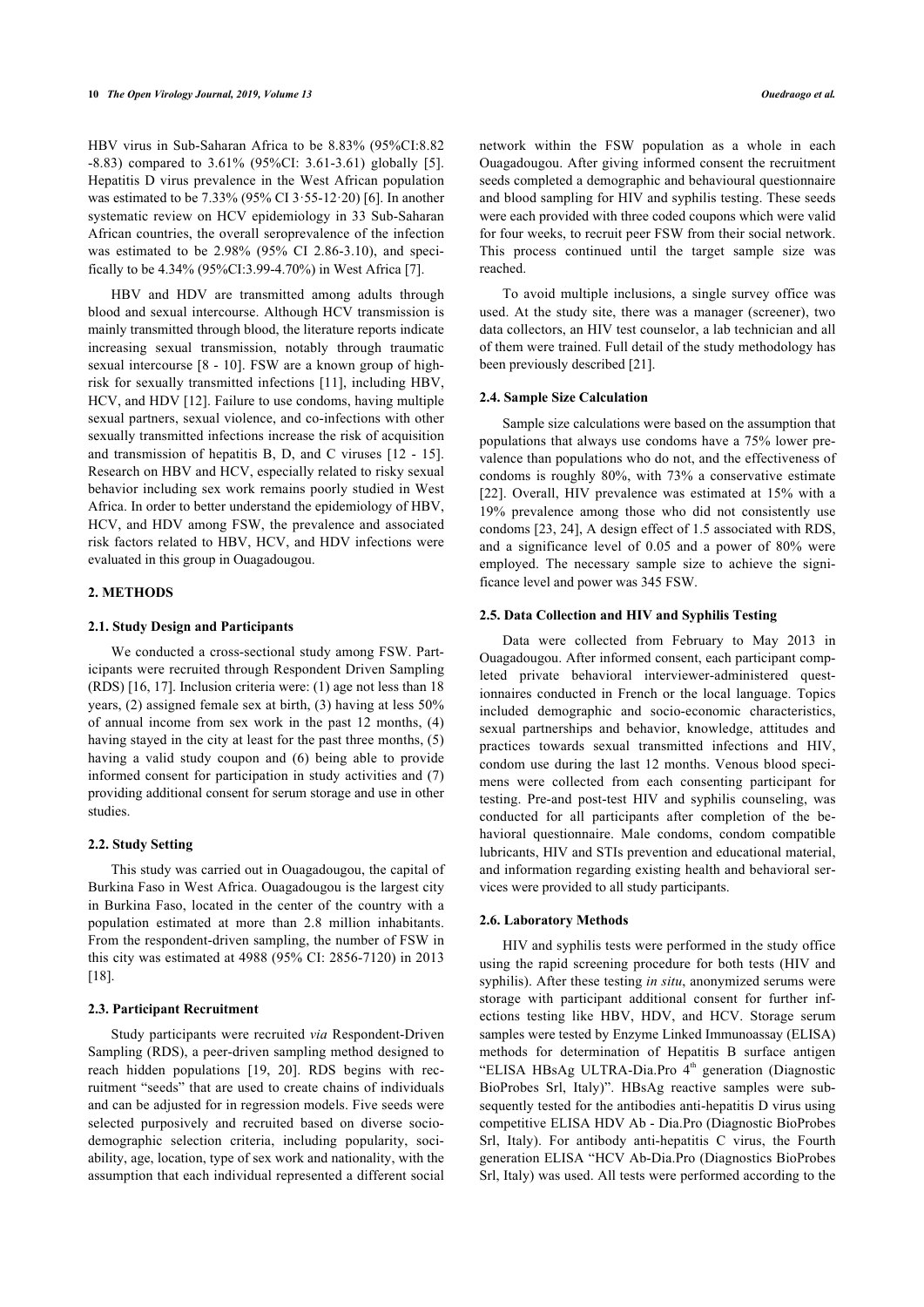HBV virus in Sub-Saharan Africa to be 8.83% (95%CI:8.82 -8.83) compared to 3.61% (95%CI: 3.61-3.61) globally [5]. Hepatitis D virus prevalence in the West African population was estimated to be 7.33% (95% CI 3·55-12·20) [6]. In another systematic review on HCV epidemiology in 33 Sub-Saharan African countries, the overall seroprevalence of the infection was estimated to be 2.98% (95% CI 2.86-3.10), and specifically to be 4.34% (95%CI:3.99-4.70%) in West Africa [7].

HBV and HDV are transmitted among adults through blood and sexual intercourse. Although HCV transmission is mainly transmitted through blood, the literature reports indicate increasing sexual transmission, notably through traumatic sexual intercourse [8 - 10]. FSW are a known group of high-risk for sexually transmitted infections [11], including HBV, HCV, and HDV [12]. Failure to use condoms, having multiple sexual partners, sexual violence, and co-infections with other sexually transmitted infections increase the risk of acquisition and transmission of hepatitis B, D, and C viruses [12 - 15]. Research on HBV and HCV, especially related to risky sexual behavior including sex work remains poorly studied in West Africa. In order to better understand the epidemiology of HBV, HCV, and HDV among FSW, the prevalence and associated risk factors related to HBV, HCV, and HDV infections were evaluated in this group in Ouagadougou.

## 2. METHODS

### 2.1. Study Design and Participants

We conducted a cross-sectional study among FSW. Participants were recruited through Respondent Driven Sampling (RDS) [16, 17]. Inclusion criteria were: (1) age not less than 18 years, (2) assigned female sex at birth, (3) having at less 50% of annual income from sex work in the past 12 months, (4) having stayed in the city at least for the past three months, (5) having a valid study coupon and (6) being able to provide informed consent for participation in study activities and (7) providing additional consent for serum storage and use in other studies.

### 2.2. Study Setting

This study was carried out in Ouagadougou, the capital of Burkina Faso in West Africa. Ouagadougou is the largest city in Burkina Faso, located in the center of the country with a population estimated at more than 2.8 million inhabitants. From the respondent-driven sampling, the number of FSW in this city was estimated at 4988 (95% CI: 2856-7120) in 2013 [18].

### 2.3. Participant Recruitment

Study participants were recruited *via* Respondent-Driven Sampling (RDS), a peer-driven sampling method designed to reach hidden populations [19, 20]. RDS begins with recruitment "seeds" that are used to create chains of individuals and can be adjusted for in regression models. Five seeds were selected purposively and recruited based on diverse socio-demographic selection criteria, including popularity, sociability, age, location, type of sex work and nationality, with the assumption that each individual represented a different social network within the FSW population as a whole in each Ouagadougou. After giving informed consent the recruitment seeds completed a demographic and behavioural questionnaire and blood sampling for HIV and syphilis testing. These seeds were each provided with three coded coupons which were valid for four weeks, to recruit peer FSW from their social network. This process continued until the target sample size was reached.

To avoid multiple inclusions, a single survey office was used. At the study site, there was a manager (screener), two data collectors, an HIV test counselor, a lab technician and all of them were trained. Full detail of the study methodology has been previously described [21].

### 2.4. Sample Size Calculation

Sample size calculations were based on the assumption that populations that always use condoms have a 75% lower prevalence than populations who do not, and the effectiveness of condoms is roughly 80%, with 73% a conservative estimate [22]. Overall, HIV prevalence was estimated at 15% with a 19% prevalence among those who did not consistently use condoms [23, 24], A design effect of 1.5 associated with RDS, and a significance level of 0.05 and a power of 80% were employed. The necessary sample size to achieve the significance level and power was 345 FSW.

### 2.5. Data Collection and HIV and Syphilis Testing

Data were collected from February to May 2013 in Ouagadougou. After informed consent, each participant completed private behavioral interviewer-administered questionnaires conducted in French or the local language. Topics included demographic and socio-economic characteristics, sexual partnerships and behavior, knowledge, attitudes and practices towards sexual transmitted infections and HIV, condom use during the last 12 months. Venous blood specimens were collected from each consenting participant for testing. Pre-and post-test HIV and syphilis counseling, was conducted for all participants after completion of the behavioral questionnaire. Male condoms, condom compatible lubricants, HIV and STIs prevention and educational material, and information regarding existing health and behavioral services were provided to all study participants.

### 2.6. Laboratory Methods

HIV and syphilis tests were performed in the study office using the rapid screening procedure for both tests (HIV and syphilis). After these testing *in situ*, anonymized serums were storage with participant additional consent for further infections testing like HBV, HDV, and HCV. Storage serum samples were tested by Enzyme Linked Immunoassay (ELISA) methods for determination of Hepatitis B surface antigen "ELISA HBsAg ULTRA-Dia.Pro 4th generation (Diagnostic BioProbes Srl, Italy)". HBsAg reactive samples were subsequently tested for the antibodies anti-hepatitis D virus using competitive ELISA HDV Ab - Dia.Pro (Diagnostic BioProbes Srl, Italy). For antibody anti-hepatitis C virus, the Fourth generation ELISA "HCV Ab-Dia.Pro (Diagnostics BioProbes Srl, Italy) was used. All tests were performed according to the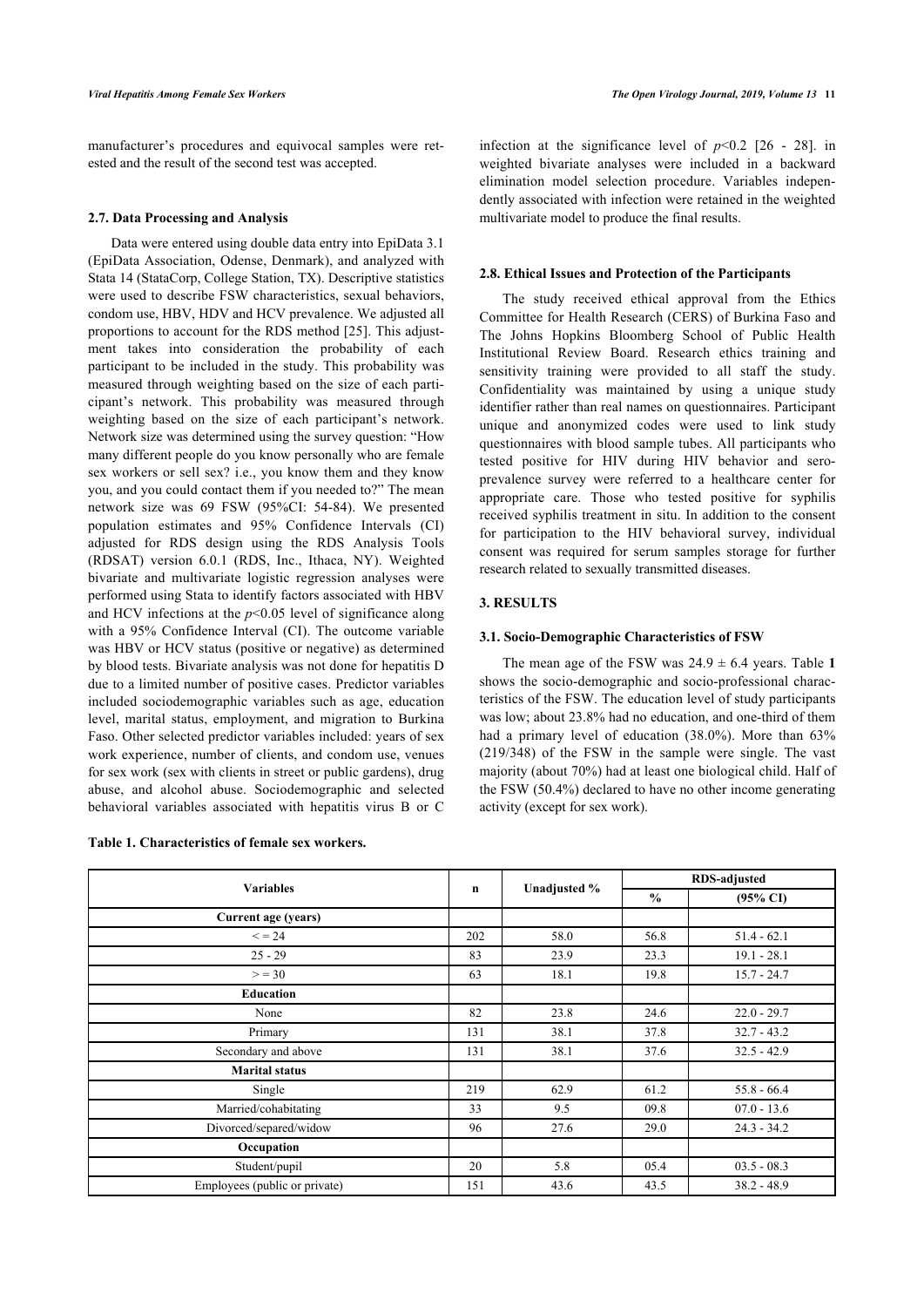manufacturer's procedures and equivocal samples were retested and the result of the second test was accepted.

### 2.7. Data Processing and Analysis

Data were entered using double data entry into EpiData 3.1 (EpiData Association, Odense, Denmark), and analyzed with Stata 14 (StataCorp, College Station, TX). Descriptive statistics were used to describe FSW characteristics, sexual behaviors, condom use, HBV, HDV and HCV prevalence. We adjusted all proportions to account for the RDS method [25]. This adjustment takes into consideration the probability of each participant to be included in the study. This probability was measured through weighting based on the size of each participant's network. This probability was measured through weighting based on the size of each participant's network. Network size was determined using the survey question: "How many different people do you know personally who are female sex workers or sell sex? i.e., you know them and they know you, and you could contact them if you needed to?" The mean network size was 69 FSW (95%CI: 54-84). We presented population estimates and 95% Confidence Intervals (CI) adjusted for RDS design using the RDS Analysis Tools (RDSAT) version 6.0.1 (RDS, Inc., Ithaca, NY). Weighted bivariate and multivariate logistic regression analyses were performed using Stata to identify factors associated with HBV and HCV infections at the $p<0.05$ level of significance along with a 95% Confidence Interval (CI). The outcome variable was HBV or HCV status (positive or negative) as determined by blood tests. Bivariate analysis was not done for hepatitis D due to a limited number of positive cases. Predictor variables included sociodemographic variables such as age, education level, marital status, employment, and migration to Burkina Faso. Other selected predictor variables included: years of sex work experience, number of clients, and condom use, venues for sex work (sex with clients in street or public gardens), drug abuse, and alcohol abuse. Sociodemographic and selected behavioral variables associated with hepatitis virus B or C infection at the significance level of $p<0.2$ [26 - 28]. in weighted bivariate analyses were included in a backward elimination model selection procedure. Variables independently associated with infection were retained in the weighted multivariate model to produce the final results.

### 2.8. Ethical Issues and Protection of the Participants

The study received ethical approval from the Ethics Committee for Health Research (CERS) of Burkina Faso and The Johns Hopkins Bloomberg School of Public Health Institutional Review Board. Research ethics training and sensitivity training were provided to all staff the study. Confidentiality was maintained by using a unique study identifier rather than real names on questionnaires. Participant unique and anonymized codes were used to link study questionnaires with blood sample tubes. All participants who tested positive for HIV during HIV behavior and seroprevalence survey were referred to a healthcare center for appropriate care. Those who tested positive for syphilis received syphilis treatment in situ. In addition to the consent for participation to the HIV behavioral survey, individual consent was required for serum samples storage for further research related to sexually transmitted diseases.

## 3. RESULTS

### 3.1. Socio-Demographic Characteristics of FSW

The mean age of the FSW was 24.9 ± 6.4 years. Table **1** shows the socio-demographic and socio-professional characteristics of the FSW. The education level of study participants was low; about 23.8% had no education, and one-third of them had a primary level of education (38.0%). More than 63% (219/348) of the FSW in the sample were single. The vast majority (about 70%) had at least one biological child. Half of the FSW (50.4%) declared to have no other income generating activity (except for sex work).

**Table 1. Characteristics of female sex workers.**

| Variables | n | Unadjusted % | RDS-adjusted | |
|---|---|---|---|---|
| | | | % | (95% CI) |
| **Current age (years)** | | | | |
| < = 24 | 202 | 58.0 | 56.8 | 51.4 - 62.1 |
| 25 - 29 | 83 | 23.9 | 23.3 | 19.1 - 28.1 |
| > = 30 | 63 | 18.1 | 19.8 | 15.7 - 24.7 |
| **Education** | | | | |
| None | 82 | 23.8 | 24.6 | 22.0 - 29.7 |
| Primary | 131 | 38.1 | 37.8 | 32.7 - 43.2 |
| Secondary and above | 131 | 38.1 | 37.6 | 32.5 - 42.9 |
| **Marital status** | | | | |
| Single | 219 | 62.9 | 61.2 | 55.8 - 66.4 |
| Married/cohabitating | 33 | 9.5 | 09.8 | 07.0 - 13.6 |
| Divorced/separed/widow | 96 | 27.6 | 29.0 | 24.3 - 34.2 |
| **Occupation** | | | | |
| Student/pupil | 20 | 5.8 | 05.4 | 03.5 - 08.3 |
| Employees (public or private) | 151 | 43.6 | 43.5 | 38.2 - 48.9 |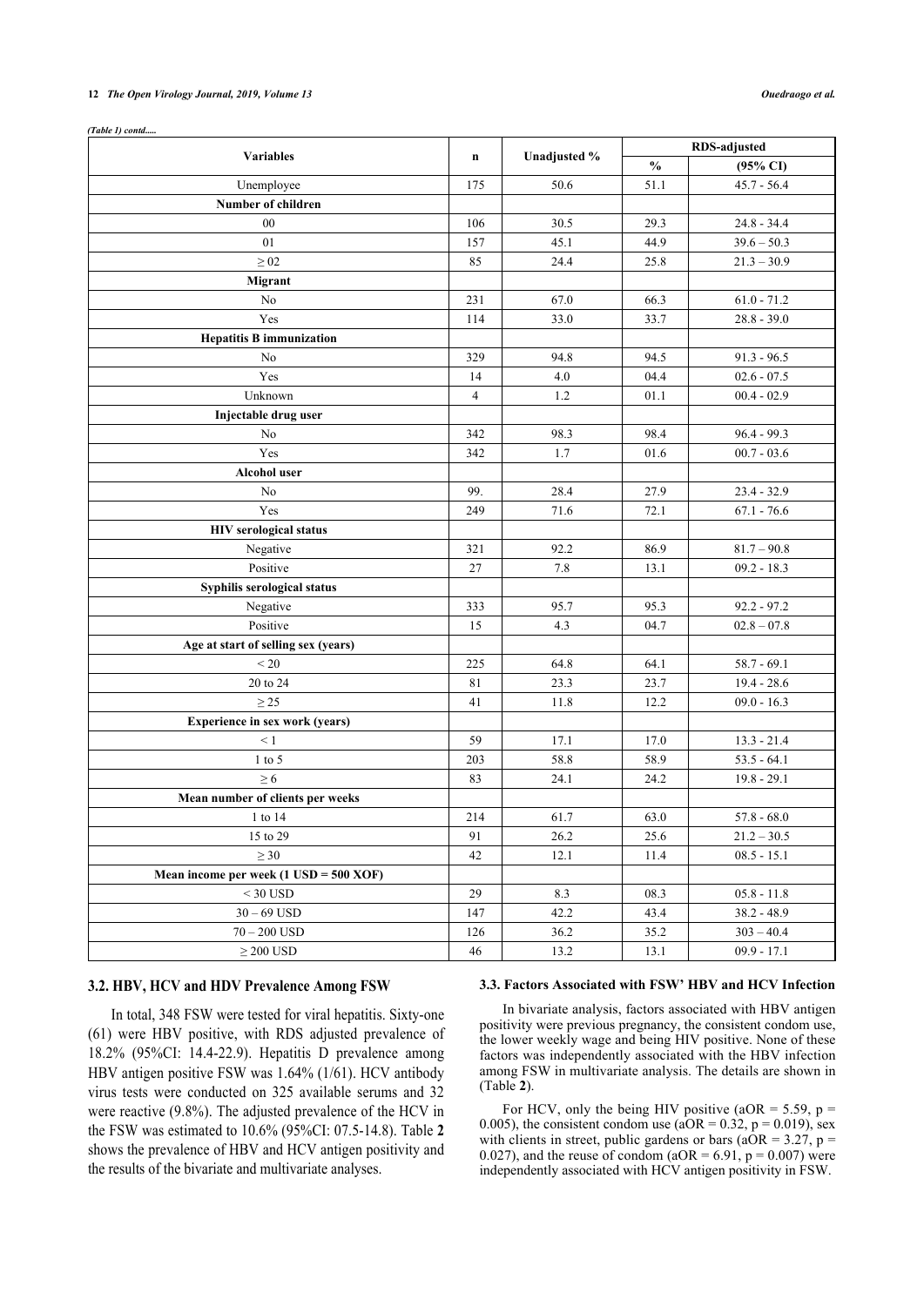*(Table 1) contd.....*

| Variables | n | Unadjusted % | RDS-adjusted | |
|---|---|---|---|---|
| | | | % | (95% CI) |
| Unemployee | 175 | 50.6 | 51.1 | 45.7 - 56.4 |
| **Number of children** | | | | |
| 00 | 106 | 30.5 | 29.3 | 24.8 - 34.4 |
| 01 | 157 | 45.1 | 44.9 | 39.6 – 50.3 |
| ≥ 02 | 85 | 24.4 | 25.8 | 21.3 – 30.9 |
| **Migrant** | | | | |
| No | 231 | 67.0 | 66.3 | 61.0 - 71.2 |
| Yes | 114 | 33.0 | 33.7 | 28.8 - 39.0 |
| **Hepatitis B immunization** | | | | |
| No | 329 | 94.8 | 94.5 | 91.3 - 96.5 |
| Yes | 14 | 4.0 | 04.4 | 02.6 - 07.5 |
| Unknown | 4 | 1.2 | 01.1 | 00.4 - 02.9 |
| **Injectable drug user** | | | | |
| No | 342 | 98.3 | 98.4 | 96.4 - 99.3 |
| Yes | 342 | 1.7 | 01.6 | 00.7 - 03.6 |
| **Alcohol user** | | | | |
| No | 99. | 28.4 | 27.9 | 23.4 - 32.9 |
| Yes | 249 | 71.6 | 72.1 | 67.1 - 76.6 |
| **HIV serological status** | | | | |
| Negative | 321 | 92.2 | 86.9 | 81.7 – 90.8 |
| Positive | 27 | 7.8 | 13.1 | 09.2 - 18.3 |
| **Syphilis serological status** | | | | |
| Negative | 333 | 95.7 | 95.3 | 92.2 - 97.2 |
| Positive | 15 | 4.3 | 04.7 | 02.8 – 07.8 |
| **Age at start of selling sex (years)** | | | | |
| < 20 | 225 | 64.8 | 64.1 | 58.7 - 69.1 |
| 20 to 24 | 81 | 23.3 | 23.7 | 19.4 - 28.6 |
| ≥ 25 | 41 | 11.8 | 12.2 | 09.0 - 16.3 |
| **Experience in sex work (years)** | | | | |
| < 1 | 59 | 17.1 | 17.0 | 13.3 - 21.4 |
| 1 to 5 | 203 | 58.8 | 58.9 | 53.5 - 64.1 |
| ≥ 6 | 83 | 24.1 | 24.2 | 19.8 - 29.1 |
| **Mean number of clients per weeks** | | | | |
| 1 to 14 | 214 | 61.7 | 63.0 | 57.8 - 68.0 |
| 15 to 29 | 91 | 26.2 | 25.6 | 21.2 – 30.5 |
| ≥ 30 | 42 | 12.1 | 11.4 | 08.5 - 15.1 |
| **Mean income per week (1 USD = 500 XOF)** | | | | |
| < 30 USD | 29 | 8.3 | 08.3 | 05.8 - 11.8 |
| 30 – 69 USD | 147 | 42.2 | 43.4 | 38.2 - 48.9 |
| 70 – 200 USD | 126 | 36.2 | 35.2 | 303 – 40.4 |
| ≥ 200 USD | 46 | 13.2 | 13.1 | 09.9 - 17.1 |

### 3.2. HBV, HCV and HDV Prevalence Among FSW

In total, 348 FSW were tested for viral hepatitis. Sixty-one (61) were HBV positive, with RDS adjusted prevalence of 18.2% (95%CI: 14.4-22.9). Hepatitis D prevalence among HBV antigen positive FSW was 1.64% (1/61). HCV antibody virus tests were conducted on 325 available serums and 32 were reactive (9.8%). The adjusted prevalence of the HCV in the FSW was estimated to 10.6% (95%CI: 07.5-14.8). Table **2** shows the prevalence of HBV and HCV antigen positivity and the results of the bivariate and multivariate analyses.

### 3.3. Factors Associated with FSW' HBV and HCV Infection

In bivariate analysis, factors associated with HBV antigen positivity were previous pregnancy, the consistent condom use, the lower weekly wage and being HIV positive. None of these factors was independently associated with the HBV infection among FSW in multivariate analysis. The details are shown in (Table **2**).

For HCV, only the being HIV positive (aOR = 5.59, p = 0.005), the consistent condom use (aOR = 0.32, p = 0.019), sex with clients in street, public gardens or bars (aOR = 3.27, p = 0.027), and the reuse of condom (aOR = 6.91, p = 0.007) were independently associated with HCV antigen positivity in FSW.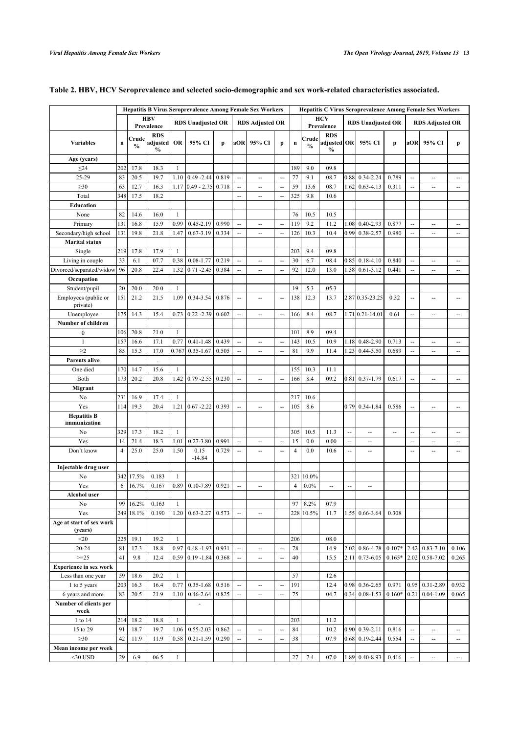## Table 2. HBV, HCV Seroprevalence and selected socio-demographic and sex work-related characteristics associated.

| | Hepatitis B Virus Seroprevalence Among Female Sex Workers | | | | | | | | | Hepatitis C Virus Seroprevalence Among Female Sex Workers | | | | | | | | | |
|---|---|---|---|---|---|---|---|---|---|---|---|---|---|---|---|---|---|---|---|
| | HBV Prevalence | | | RDS Unadjusted OR | | | RDS Adjusted OR | | | HCV Prevalence | | | RDS Unadjusted OR | | | RDS Adjusted OR | | | |
| Variables | n | Crude % | RDS adjusted % | OR | 95% CI | p | aOR | 95% CI | p | n | Crude % | RDS adjusted % | OR | 95% CI | p | aOR | 95% CI | p |
| **Age (years)** | | | | | | | | | | | | | | | | | | |
| ≤24 | 202 | 17.8 | 18.3 | 1 | | | | | | 189 | 9.0 | 09.8 | | | | | | |
| 25-29 | 83 | 20.5 | 19.7 | 1.10 | 0.49 -2.44 | 0.819 | -- | -- | -- | 77 | 9.1 | 08.7 | 0.88 | 0.34-2.24 | 0.789 | -- | -- | -- |
| ≥30 | 63 | 12.7 | 16.3 | 1.17 | 0.49 - 2.75 | 0.718 | -- | -- | -- | 59 | 13.6 | 08.7 | 1.62 | 0.63-4.13 | 0.311 | -- | -- | -- |
| Total | 348 | 17.5 | 18.2 | | | | -- | -- | -- | 325 | 9.8 | 10.6 | | | | | | |
| **Education** | | | | | | | | | | | | | | | | | | |
| None | 82 | 14.6 | 16.0 | 1 | | | | | | 76 | 10.5 | 10.5 | | | | | | |
| Primary | 131 | 16.8 | 15.9 | 0.99 | 0.45-2.19 | 0.990 | -- | -- | -- | 119 | 9.2 | 11.2 | 1.08 | 0.40-2.93 | 0.877 | -- | -- | -- |
| Secondary/high school | 131 | 19.8 | 21.8 | 1.47 | 0.67-3.19 | 0.334 | -- | -- | -- | 126 | 10.3 | 10.4 | 0.99 | 0.38-2.57 | 0.980 | -- | -- | -- |
| **Marital status** | | | | | | | | | | | | | | | | | | |
| Single | 219 | 17.8 | 17.9 | 1 | | | | | | 203 | 9.4 | 09.8 | | | | | | |
| Living in couple | 33 | 6.1 | 07.7 | 0.38 | 0.08-1.77 | 0.219 | -- | -- | -- | 30 | 6.7 | 08.4 | 0.85 | 0.18-4.10 | 0.840 | -- | -- | -- |
| Divorced/separated/widow | 96 | 20.8 | 22.4 | 1.32 | 0.71 -2.45 | 0.384 | -- | -- | -- | 92 | 12.0 | 13.0 | 1.38 | 0.61-3.12 | 0.441 | -- | -- | -- |
| **Occupation** | | | | | | | | | | | | | | | | | | |
| Student/pupil | 20 | 20.0 | 20.0 | 1 | | | | | | 19 | 5.3 | 05.3 | | | | | | |
| Employees (public or private) | 151 | 21.2 | 21.5 | 1.09 | 0.34-3.54 | 0.876 | -- | -- | -- | 138 | 12.3 | 13.7 | 2.87 | 0.35-23.25 | 0.32 | -- | -- | -- |
| Unemployee | 175 | 14.3 | 15.4 | 0.73 | 0.22 -2.39 | 0.602 | -- | -- | -- | 166 | 8.4 | 08.7 | 1.71 | 0.21-14.01 | 0.61 | -- | -- | -- |
| **Number of children** | | | | | | | | | | | | | | | | | | |
| 0 | 106 | 20.8 | 21.0 | 1 | | | | | | 101 | 8.9 | 09.4 | | | | | | |
| 1 | 157 | 16.6 | 17.1 | 0.77 | 0.41-1.48 | 0.439 | -- | -- | -- | 143 | 10.5 | 10.9 | 1.18 | 0.48-2.90 | 0.713 | -- | -- | -- |
| ≥2 | 85 | 15.3 | 17.0 | 0.767 | 0.35-1.67 | 0.505 | -- | -- | -- | 81 | 9.9 | 11.4 | 1.23 | 0.44-3.50 | 0.689 | -- | -- | -- |
| **Parents alive** | | | . | | | | | | | | | | | | | | | |
| One died | 170 | 14.7 | 15.6 | 1 | | | | | | 155 | 10.3 | 11.1 | | | | | | |
| Both | 173 | 20.2 | 20.8 | 1.42 | 0.79 -2.55 | 0.230 | -- | -- | -- | 166 | 8.4 | 09.2 | 0.81 | 0.37-1.79 | 0.617 | -- | -- | -- |
| **Migrant** | | | | | | | | | | | | | | | | | | |
| No | 231 | 16.9 | 17.4 | 1 | | | | | | 217 | 10.6 | | | | | | | |
| Yes | 114 | 19.3 | 20.4 | 1.21 | 0.67 -2.22 | 0.393 | -- | -- | -- | 105 | 8.6 | | 0.79 | 0.34-1.84 | 0.586 | -- | -- | -- |
| **Hepatitis B immunization** | | | | | | | | | | | | | | | | | | |
| No | 329 | 17.3 | 18.2 | 1 | | | | | | 305 | 10.5 | 11.3 | -- | -- | -- | -- | -- | -- |
| Yes | 14 | 21.4 | 18.3 | 1.01 | 0.27-3.80 | 0.991 | -- | -- | -- | 15 | 0.0 | 0.00 | -- | -- | | -- | -- | -- |
| Don't know | 4 | 25.0 | 25.0 | 1.50 | 0.15 -14.84 | 0.729 | -- | -- | -- | 4 | 0.0 | 10.6 | -- | -- | | -- | -- | -- |
| **Injectable drug user** | | | | | | | | | | | | | | | | | | |
| No | 342 | 17.5% | 0.183 | 1 | | | | | | 321 | 10.0% | | | | | | | |
| Yes | 6 | 16.7% | 0.167 | 0.89 | 0.10-7.89 | 0.921 | -- | -- | | 4 | 0.0% | -- | -- | -- | | | | |
| **Alcohol user** | | | | | | | | | | | | | | | | | | |
| No | 99 | 16.2% | 0.163 | 1 | | | | | | 97 | 8.2% | 07.9 | | | | | | |
| Yes | 249 | 18.1% | 0.190 | 1.20 | 0.63-2.27 | 0.573 | -- | -- | | 228 | 10.5% | 11.7 | 1.55 | 0.66-3.64 | 0.308 | | | |
| **Age at start of sex work (years)** | | | | | | | | | | | | | | | | | | |
| <20 | 225 | 19.1 | 19.2 | 1 | | | | | | 206 | | 08.0 | | | | | | |
| 20-24 | 81 | 17.3 | 18.8 | 0.97 | 0.48 -1.93 | 0.931 | -- | -- | -- | 78 | | 14.9 | 2.02 | 0.86-4.78 | 0.107* | 2.42 | 0.83-7.10 | 0.106 |
| >=25 | 41 | 9.8 | 12.4 | 0.59 | 0.19 -1.84 | 0.368 | -- | -- | -- | 40 | | 15.5 | 2.11 | 0.73-6.05 | 0.165* | 2.02 | 0.58-7.02 | 0.265 |
| **Experience in sex work** | | | | | | | | | | | | | | | | | | |
| Less than one year | 59 | 18.6 | 20.2 | 1 | | | | | | 57 | | 12.6 | | | | | | |
| 1 to 5 years | 203 | 16.3 | 16.4 | 0.77 | 0.35-1.68 | 0.516 | -- | -- | -- | 191 | | 12.4 | 0.98 | 0.36-2.65 | 0.971 | 0.95 | 0.31-2.89 | 0.932 |
| 6 years and more | 83 | 20.5 | 21.9 | 1.10 | 0.46-2.64 | 0.825 | -- | -- | -- | 75 | | 04.7 | 0.34 | 0.08-1.53 | 0.160* | 0.21 | 0.04-1.09 | 0.065 |
| **Number of clients per week** | | | | | - | | | | | | | | | | | | | |
| 1 to 14 | 214 | 18.2 | 18.8 | 1 | | | | | | 203 | | 11.2 | | | | | | |
| 15 to 29 | 91 | 18.7 | 19.7 | 1.06 | 0.55-2.03 | 0.862 | -- | -- | -- | 84 | | 10.2 | 0.90 | 0.39-2.11 | 0.816 | -- | -- | -- |
| ≥30 | 42 | 11.9 | 11.9 | 0.58 | 0.21-1.59 | 0.290 | -- | -- | -- | 38 | | 07.9 | 0.68 | 0.19-2.44 | 0.554 | -- | -- | -- |
| **Mean income per week** | | | | | | | | | | | | | | | | | | |
| <30 USD | 29 | 6.9 | 06.5 | 1 | | | | | | 27 | 7.4 | 07.0 | 1.89 | 0.40-8.93 | 0.416 | -- | -- | -- |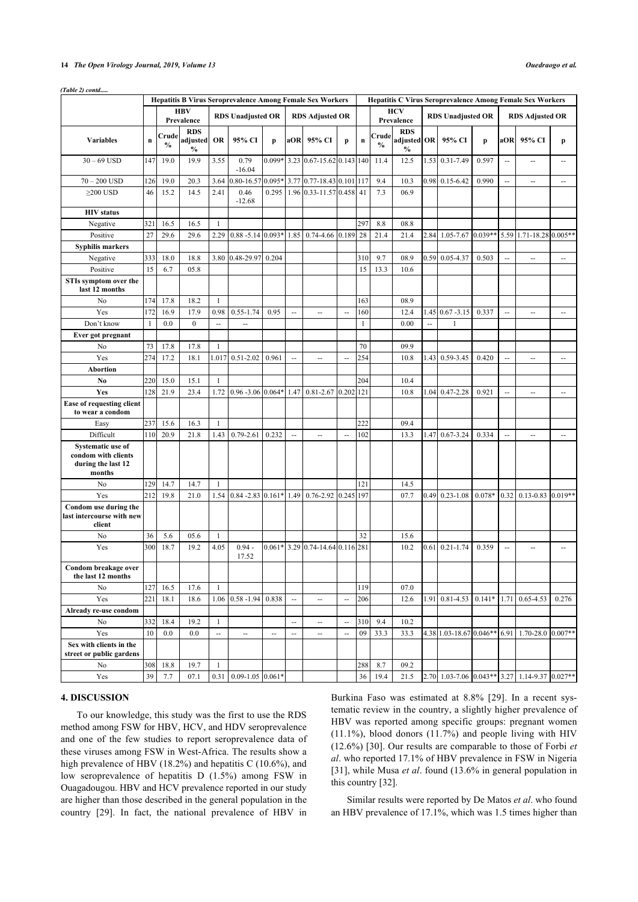*(Table 2) contd.....*

| Variables | Hepatitis B Virus Seroprevalence Among Female Sex Workers | | | | | | | | | | Hepatitis C Virus Seroprevalence Among Female Sex Workers | | | | | | | | | |
|---|---|---|---|---|---|---|---|---|---|---|---|---|---|---|---|---|---|---|---|---|
| | | HBV Prevalence | | RDS Unadjusted OR | | | RDS Adjusted OR | | | | HCV Prevalence | | RDS Unadjusted OR | | | RDS Adjusted OR | | |
| | n | Crude % | RDS adjusted % | OR | 95% CI | p | aOR | 95% CI | p | n | Crude % | RDS adjusted % | OR | 95% CI | p | aOR | 95% CI | p |
| 30 – 69 USD | 147 | 19.0 | 19.9 | 3.55 | 0.79 -16.04 | 0.099* | 3.23 | 0.67-15.62 | 0.143 | 140 | 11.4 | 12.5 | 1.53 | 0.31-7.49 | 0.597 | -- | -- | -- |
| 70 – 200 USD | 126 | 19.0 | 20.3 | 3.64 | 0.80-16.57 | 0.095* | 3.77 | 0.77-18.43 | 0.101 | 117 | 9.4 | 10.3 | 0.98 | 0.15-6.42 | 0.990 | -- | -- | -- |
| ≥200 USD | 46 | 15.2 | 14.5 | 2.41 | 0.46 -12.68 | 0.295 | 1.96 | 0.33-11.57 | 0.458 | 41 | 7.3 | 06.9 | | | | | | |
| **HIV status** | | | | | | | | | | | | | | | | | | |
| Negative | 321 | 16.5 | 16.5 | 1 | | | | | | 297 | 8.8 | 08.8 | | | | | | |
| Positive | 27 | 29.6 | 29.6 | 2.29 | 0.88 -5.14 | 0.093* | 1.85 | 0.74-4.66 | 0.189 | 28 | 21.4 | 21.4 | 2.84 | 1.05-7.67 | 0.039** | 5.59 | 1.71-18.28 | 0.005** |
| **Syphilis markers** | | | | | | | | | | | | | | | | | | |
| Negative | 333 | 18.0 | 18.8 | 3.80 | 0.48-29.97 | 0.204 | | | | 310 | 9.7 | 08.9 | 0.59 | 0.05-4.37 | 0.503 | -- | -- | -- |
| Positive | 15 | 6.7 | 05.8 | | | | | | | 15 | 13.3 | 10.6 | | | | | | |
| **STIs symptom over the last 12 months** | | | | | | | | | | | | | | | | | | |
| No | 174 | 17.8 | 18.2 | 1 | | | | | | 163 | | 08.9 | | | | | | |
| Yes | 172 | 16.9 | 17.9 | 0.98 | 0.55-1.74 | 0.95 | -- | -- | -- | 160 | | 12.4 | 1.45 | 0.67 -3.15 | 0.337 | -- | -- | -- |
| Don't know | 1 | 0.0 | 0 | -- | -- | | | | | 1 | | 0.00 | -- | 1 | | | | |
| **Ever got pregnant** | | | | | | | | | | | | | | | | | | |
| No | 73 | 17.8 | 17.8 | 1 | | | | | | 70 | | 09.9 | | | | | | |
| Yes | 274 | 17.2 | 18.1 | 1.017 | 0.51-2.02 | 0.961 | -- | -- | -- | 254 | | 10.8 | 1.43 | 0.59-3.45 | 0.420 | -- | -- | -- |
| **Abortion** | | | | | | | | | | | | | | | | | | |
| **No** | 220 | 15.0 | 15.1 | 1 | | | | | | 204 | | 10.4 | | | | | | |
| **Yes** | 128 | 21.9 | 23.4 | 1.72 | 0.96 -3.06 | 0.064* | 1.47 | 0.81-2.67 | 0.202 | 121 | | 10.8 | 1.04 | 0.47-2.28 | 0.921 | -- | -- | -- |
| **Ease of requesting client to wear a condom** | | | | | | | | | | | | | | | | | | |
| Easy | 237 | 15.6 | 16.3 | 1 | | | | | | 222 | | 09.4 | | | | | | |
| Difficult | 110 | 20.9 | 21.8 | 1.43 | 0.79-2.61 | 0.232 | -- | -- | -- | 102 | | 13.3 | 1.47 | 0.67-3.24 | 0.334 | -- | -- | -- |
| **Systematic use of condom with clients during the last 12 months** | | | | | | | | | | | | | | | | | | |
| No | 129 | 14.7 | 14.7 | 1 | | | | | | 121 | | 14.5 | | | | | | |
| Yes | 212 | 19.8 | 21.0 | 1.54 | 0.84 -2.83 | 0.161* | 1.49 | 0.76-2.92 | 0.245 | 197 | | 07.7 | 0.49 | 0.23-1.08 | 0.078* | 0.32 | 0.13-0.83 | 0.019** |
| **Condom use during the last intercourse with new client** | | | | | | | | | | | | | | | | | | |
| No | 36 | 5.6 | 05.6 | 1 | | | | | | 32 | | 15.6 | | | | | | |
| Yes | 300 | 18.7 | 19.2 | 4.05 | 0.94 - 17.52 | 0.061* | 3.29 | 0.74-14.64 | 0.116 | 281 | | 10.2 | 0.61 | 0.21-1.74 | 0.359 | -- | -- | -- |
| **Condom breakage over the last 12 months** | | | | | | | | | | | | | | | | | | |
| No | 127 | 16.5 | 17.6 | 1 | | | | | | 119 | | 07.0 | | | | | | |
| Yes | 221 | 18.1 | 18.6 | 1.06 | 0.58 -1.94 | 0.838 | -- | -- | -- | 206 | | 12.6 | 1.91 | 0.81-4.53 | 0.141* | 1.71 | 0.65-4.53 | 0.276 |
| **Already re-use condom** | | | | | | | | | | | | | | | | | | |
| No | 332 | 18.4 | 19.2 | 1 | | | -- | -- | -- | 310 | 9.4 | 10.2 | | | | | | |
| Yes | 10 | 0.0 | 0.0 | -- | -- | -- | -- | -- | -- | 09 | 33.3 | 33.3 | 4.38 | 1.03-18.67 | 0.046** | 6.91 | 1.70-28.0 | 0.007** |
| **Sex with clients in the street or public gardens** | | | | | | | | | | | | | | | | | | |
| No | 308 | 18.8 | 19.7 | 1 | | | | | | 288 | 8.7 | 09.2 | | | | | | |
| Yes | 39 | 7.7 | 07.1 | 0.31 | 0.09-1.05 | 0.061* | | | | 36 | 19.4 | 21.5 | 2.70 | 1.03-7.06 | 0.043** | 3.27 | 1.14-9.37 | 0.027** |

## 4. DISCUSSION

To our knowledge, this study was the first to use the RDS method among FSW for HBV, HCV, and HDV seroprevalence and one of the few studies to report seroprevalence data of these viruses among FSW in West-Africa. The results show a high prevalence of HBV (18.2%) and hepatitis C (10.6%), and low seroprevalence of hepatitis D (1.5%) among FSW in Ouagadougou. HBV and HCV prevalence reported in our study are higher than those described in the general population in the country [29]. In fact, the national prevalence of HBV in Burkina Faso was estimated at 8.8% [29]. In a recent systematic review in the country, a slightly higher prevalence of HBV was reported among specific groups: pregnant women (11.1%), blood donors (11.7%) and people living with HIV (12.6%) [30]. Our results are comparable to those of Forbi *et al*. who reported 17.1% of HBV prevalence in FSW in Nigeria [31], while Musa *et al*. found (13.6% in general population in this country [32].

Similar results were reported by De Matos *et al*. who found an HBV prevalence of 17.1%, which was 1.5 times higher than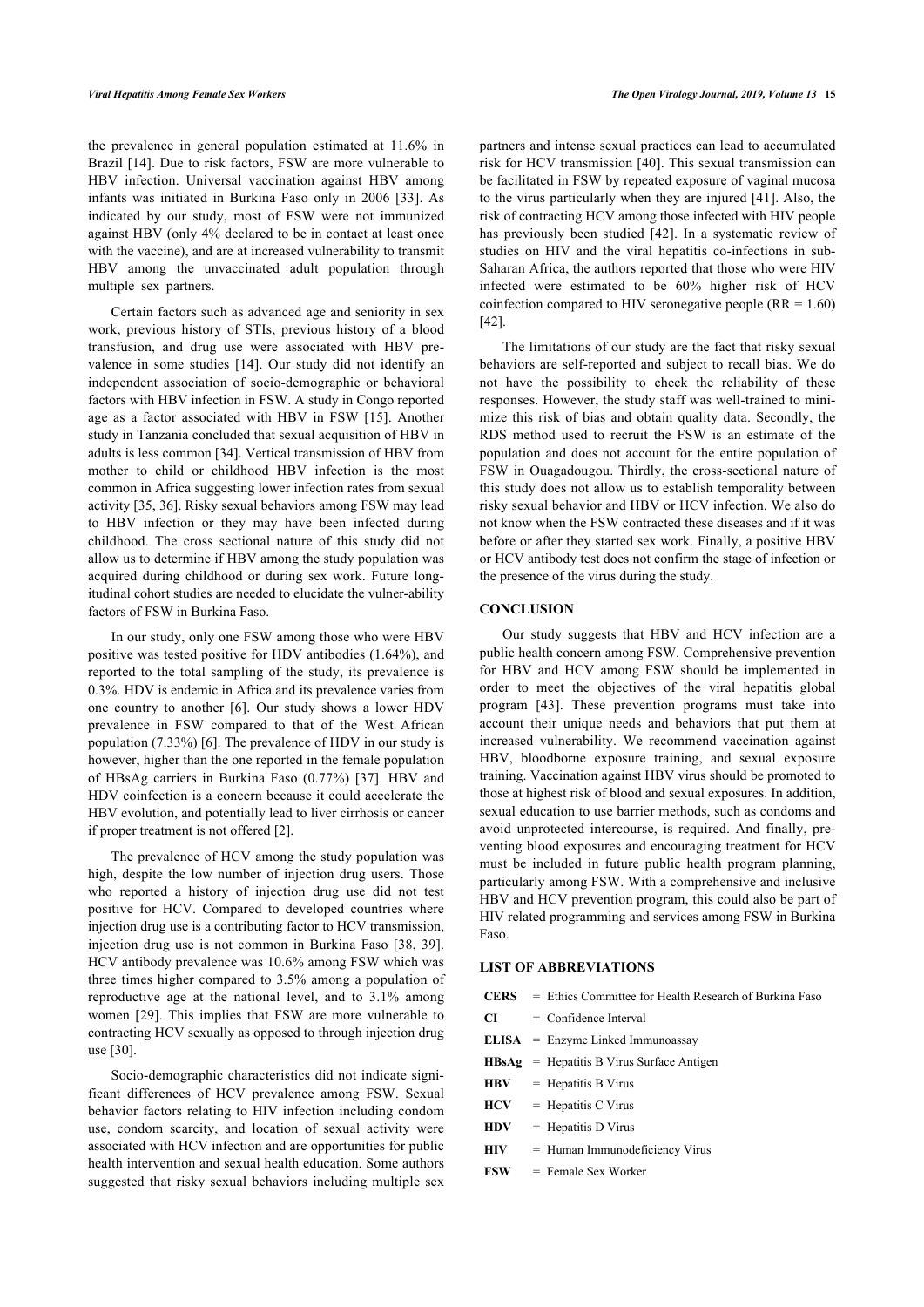the prevalence in general population estimated at 11.6% in Brazil [14]. Due to risk factors, FSW are more vulnerable to HBV infection. Universal vaccination against HBV among infants was initiated in Burkina Faso only in 2006 [33]. As indicated by our study, most of FSW were not immunized against HBV (only 4% declared to be in contact at least once with the vaccine), and are at increased vulnerability to transmit HBV among the unvaccinated adult population through multiple sex partners.

Certain factors such as advanced age and seniority in sex work, previous history of STIs, previous history of a blood transfusion, and drug use were associated with HBV prevalence in some studies [14]. Our study did not identify an independent association of socio-demographic or behavioral factors with HBV infection in FSW. A study in Congo reported age as a factor associated with HBV in FSW [15]. Another study in Tanzania concluded that sexual acquisition of HBV in adults is less common [34]. Vertical transmission of HBV from mother to child or childhood HBV infection is the most common in Africa suggesting lower infection rates from sexual activity [35, 36]. Risky sexual behaviors among FSW may lead to HBV infection or they may have been infected during childhood. The cross sectional nature of this study did not allow us to determine if HBV among the study population was acquired during childhood or during sex work. Future longitudinal cohort studies are needed to elucidate the vulner-ability factors of FSW in Burkina Faso.

In our study, only one FSW among those who were HBV positive was tested positive for HDV antibodies (1.64%), and reported to the total sampling of the study, its prevalence is 0.3%. HDV is endemic in Africa and its prevalence varies from one country to another [6]. Our study shows a lower HDV prevalence in FSW compared to that of the West African population (7.33%) [6]. The prevalence of HDV in our study is however, higher than the one reported in the female population of HBsAg carriers in Burkina Faso (0.77%) [37]. HBV and HDV coinfection is a concern because it could accelerate the HBV evolution, and potentially lead to liver cirrhosis or cancer if proper treatment is not offered [2].

The prevalence of HCV among the study population was high, despite the low number of injection drug users. Those who reported a history of injection drug use did not test positive for HCV. Compared to developed countries where injection drug use is a contributing factor to HCV transmission, injection drug use is not common in Burkina Faso [38, 39]. HCV antibody prevalence was 10.6% among FSW which was three times higher compared to 3.5% among a population of reproductive age at the national level, and to 3.1% among women [29]. This implies that FSW are more vulnerable to contracting HCV sexually as opposed to through injection drug use [30].

Socio-demographic characteristics did not indicate significant differences of HCV prevalence among FSW. Sexual behavior factors relating to HIV infection including condom use, condom scarcity, and location of sexual activity were associated with HCV infection and are opportunities for public health intervention and sexual health education. Some authors suggested that risky sexual behaviors including multiple sex partners and intense sexual practices can lead to accumulated risk for HCV transmission [40]. This sexual transmission can be facilitated in FSW by repeated exposure of vaginal mucosa to the virus particularly when they are injured [41]. Also, the risk of contracting HCV among those infected with HIV people has previously been studied [42]. In a systematic review of studies on HIV and the viral hepatitis co-infections in sub-Saharan Africa, the authors reported that those who were HIV infected were estimated to be 60% higher risk of HCV coinfection compared to HIV seronegative people (RR = 1.60) [42].

The limitations of our study are the fact that risky sexual behaviors are self-reported and subject to recall bias. We do not have the possibility to check the reliability of these responses. However, the study staff was well-trained to minimize this risk of bias and obtain quality data. Secondly, the RDS method used to recruit the FSW is an estimate of the population and does not account for the entire population of FSW in Ouagadougou. Thirdly, the cross-sectional nature of this study does not allow us to establish temporality between risky sexual behavior and HBV or HCV infection. We also do not know when the FSW contracted these diseases and if it was before or after they started sex work. Finally, a positive HBV or HCV antibody test does not confirm the stage of infection or the presence of the virus during the study.

## CONCLUSION

Our study suggests that HBV and HCV infection are a public health concern among FSW. Comprehensive prevention for HBV and HCV among FSW should be implemented in order to meet the objectives of the viral hepatitis global program [43]. These prevention programs must take into account their unique needs and behaviors that put them at increased vulnerability. We recommend vaccination against HBV, bloodborne exposure training, and sexual exposure training. Vaccination against HBV virus should be promoted to those at highest risk of blood and sexual exposures. In addition, sexual education to use barrier methods, such as condoms and avoid unprotected intercourse, is required. And finally, preventing blood exposures and encouraging treatment for HCV must be included in future public health program planning, particularly among FSW. With a comprehensive and inclusive HBV and HCV prevention program, this could also be part of HIV related programming and services among FSW in Burkina Faso.

## LIST OF ABBREVIATIONS

| | |
|---|---|
| **CERS** | = Ethics Committee for Health Research of Burkina Faso |
| **CI** | = Confidence Interval |
| **ELISA** | = Enzyme Linked Immunoassay |
| **HBsAg** | = Hepatitis B Virus Surface Antigen |
| **HBV** | = Hepatitis B Virus |
| **HCV** | = Hepatitis C Virus |
| **HDV** | = Hepatitis D Virus |
| **HIV** | = Human Immunodeficiency Virus |
| **FSW** | = Female Sex Worker |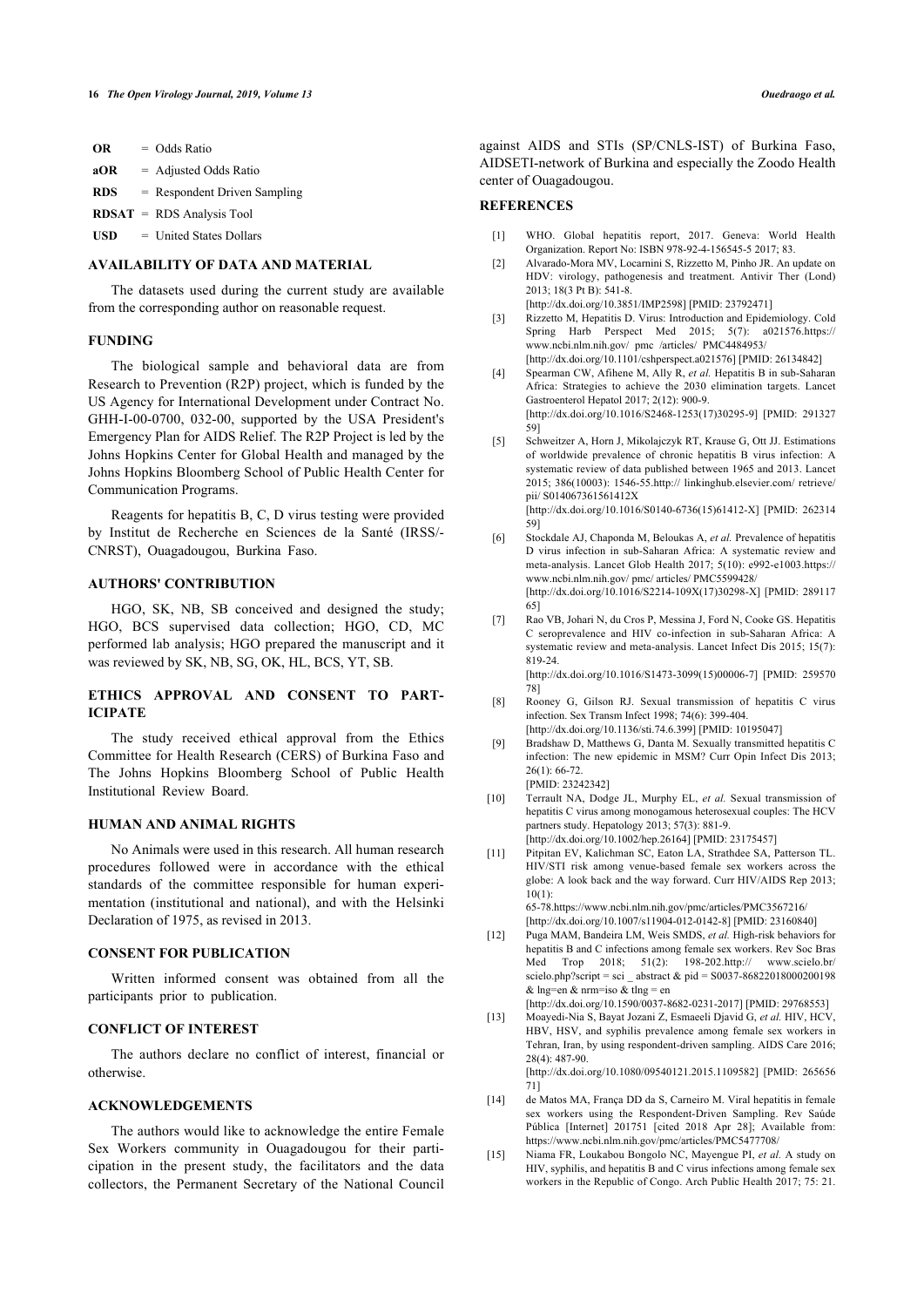**OR** = Odds Ratio

**aOR** = Adjusted Odds Ratio

**RDS** = Respondent Driven Sampling

**RDSAT** = RDS Analysis Tool

**USD** = United States Dollars

## AVAILABILITY OF DATA AND MATERIAL

The datasets used during the current study are available from the corresponding author on reasonable request.

## FUNDING

The biological sample and behavioral data are from Research to Prevention (R2P) project, which is funded by the US Agency for International Development under Contract No. GHH-I-00-0700, 032-00, supported by the USA President's Emergency Plan for AIDS Relief. The R2P Project is led by the Johns Hopkins Center for Global Health and managed by the Johns Hopkins Bloomberg School of Public Health Center for Communication Programs.

Reagents for hepatitis B, C, D virus testing were provided by Institut de Recherche en Sciences de la Santé (IRSS/-CNRST), Ouagadougou, Burkina Faso.

## AUTHORS' CONTRIBUTION

HGO, SK, NB, SB conceived and designed the study; HGO, BCS supervised data collection; HGO, CD, MC performed lab analysis; HGO prepared the manuscript and it was reviewed by SK, NB, SG, OK, HL, BCS, YT, SB.

## ETHICS APPROVAL AND CONSENT TO PARTICIPATE

The study received ethical approval from the Ethics Committee for Health Research (CERS) of Burkina Faso and The Johns Hopkins Bloomberg School of Public Health Institutional Review Board.

## HUMAN AND ANIMAL RIGHTS

No Animals were used in this research. All human research procedures followed were in accordance with the ethical standards of the committee responsible for human experimentation (institutional and national), and with the Helsinki Declaration of 1975, as revised in 2013.

## CONSENT FOR PUBLICATION

Written informed consent was obtained from all the participants prior to publication.

## CONFLICT OF INTEREST

The authors declare no conflict of interest, financial or otherwise.

## ACKNOWLEDGEMENTS

The authors would like to acknowledge the entire Female Sex Workers community in Ouagadougou for their participation in the present study, the facilitators and the data collectors, the Permanent Secretary of the National Council against AIDS and STIs (SP/CNLS-IST) of Burkina Faso, AIDSETI-network of Burkina and especially the Zoodo Health center of Ouagadougou.

## REFERENCES

[1] WHO. Global hepatitis report, 2017. Geneva: World Health Organization. Report No: ISBN 978-92-4-156545-5 2017; 83.

[2] Alvarado-Mora MV, Locarnini S, Rizzetto M, Pinho JR. An update on HDV: virology, pathogenesis and treatment. Antivir Ther (Lond) 2013; 18(3 Pt B): 541-8. [http://dx.doi.org/10.3851/IMP2598] [PMID: 23792471]

[3] Rizzetto M, Hepatitis D. Virus: Introduction and Epidemiology. Cold Spring Harb Perspect Med 2015; 5(7): a021576.https://www.ncbi.nlm.nih.gov/ pmc /articles/ PMC4484953/ [http://dx.doi.org/10.1101/cshperspect.a021576] [PMID: 26134842]

[4] Spearman CW, Afihene M, Ally R, *et al.* Hepatitis B in sub-Saharan Africa: Strategies to achieve the 2030 elimination targets. Lancet Gastroenterol Hepatol 2017; 2(12): 900-9. [http://dx.doi.org/10.1016/S2468-1253(17)30295-9] [PMID: 29132759]

[5] Schweitzer A, Horn J, Mikolajczyk RT, Krause G, Ott JJ. Estimations of worldwide prevalence of chronic hepatitis B virus infection: A systematic review of data published between 1965 and 2013. Lancet 2015; 386(10003): 1546-55.http:// linkinghub.elsevier.com/ retrieve/ pii/ S014067361561412X [http://dx.doi.org/10.1016/S0140-6736(15)61412-X] [PMID: 26231459]

[6] Stockdale AJ, Chaponda M, Beloukas A, *et al.* Prevalence of hepatitis D virus infection in sub-Saharan Africa: A systematic review and meta-analysis. Lancet Glob Health 2017; 5(10): e992-e1003.https://www.ncbi.nlm.nih.gov/ pmc/ articles/ PMC5599428/ [http://dx.doi.org/10.1016/S2214-109X(17)30298-X] [PMID: 28911765]

[7] Rao VB, Johari N, du Cros P, Messina J, Ford N, Cooke GS. Hepatitis C seroprevalence and HIV co-infection in sub-Saharan Africa: A systematic review and meta-analysis. Lancet Infect Dis 2015; 15(7): 819-24. [http://dx.doi.org/10.1016/S1473-3099(15)00006-7] [PMID: 25957078]

[8] Rooney G, Gilson RJ. Sexual transmission of hepatitis C virus infection. Sex Transm Infect 1998; 74(6): 399-404. [http://dx.doi.org/10.1136/sti.74.6.399] [PMID: 10195047]

[9] Bradshaw D, Matthews G, Danta M. Sexually transmitted hepatitis C infection: The new epidemic in MSM? Curr Opin Infect Dis 2013; 26(1): 66-72. [PMID: 23242342]

[10] Terrault NA, Dodge JL, Murphy EL, *et al.* Sexual transmission of hepatitis C virus among monogamous heterosexual couples: The HCV partners study. Hepatology 2013; 57(3): 881-9. [http://dx.doi.org/10.1002/hep.26164] [PMID: 23175457]

[11] Pitpitan EV, Kalichman SC, Eaton LA, Strathdee SA, Patterson TL. HIV/STI risk among venue-based female sex workers across the globe: A look back and the way forward. Curr HIV/AIDS Rep 2013; 10(1): 65-78.https://www.ncbi.nlm.nih.gov/pmc/articles/PMC3567216/ [http://dx.doi.org/10.1007/s11904-012-0142-8] [PMID: 23160840]

[12] Puga MAM, Bandeira LM, Weis SMDS, *et al.* High-risk behaviors for hepatitis B and C infections among female sex workers. Rev Soc Bras Med Trop 2018; 51(2): 198-202.http:// www.scielo.br/ scielo.php?script = sci _ abstract & pid = S0037-86822018000200198 & lng=en & nrm=iso & tlng = en [http://dx.doi.org/10.1590/0037-8682-0231-2017] [PMID: 29768553]

[13] Moayedi-Nia S, Bayat Jozani Z, Esmaeeli Djavid G, *et al.* HIV, HCV, HBV, HSV, and syphilis prevalence among female sex workers in Tehran, Iran, by using respondent-driven sampling. AIDS Care 2016; 28(4): 487-90. [http://dx.doi.org/10.1080/09540121.2015.1109582] [PMID: 26565671]

[14] de Matos MA, França DD da S, Carneiro M. Viral hepatitis in female sex workers using the Respondent-Driven Sampling. Rev Saúde Pública [Internet] 201751 [cited 2018 Apr 28]; Available from: https://www.ncbi.nlm.nih.gov/pmc/articles/PMC5477708/

[15] Niama FR, Loukabou Bongolo NC, Mayengue PI, *et al.* A study on HIV, syphilis, and hepatitis B and C virus infections among female sex workers in the Republic of Congo. Arch Public Health 2017; 75: 21.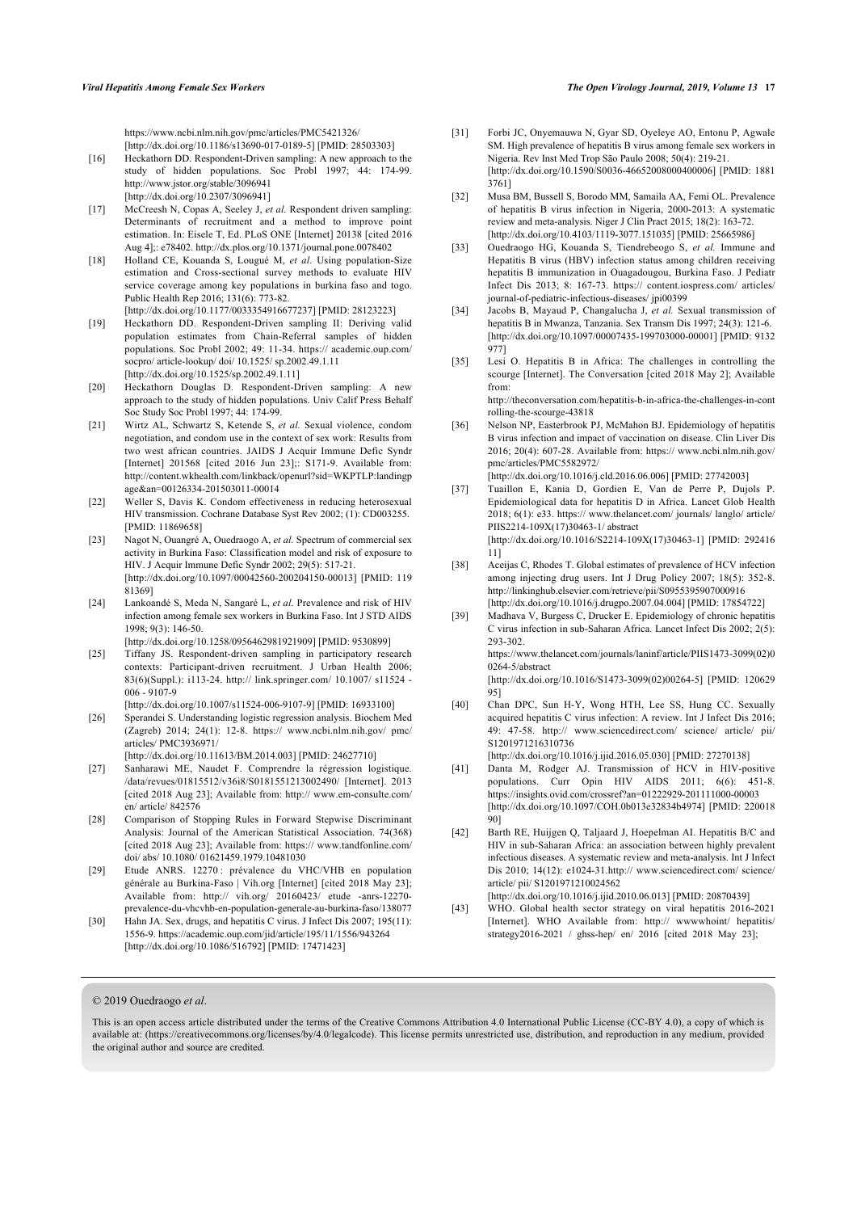https://www.ncbi.nlm.nih.gov/pmc/articles/PMC5421326/
[http://dx.doi.org/10.1186/s13690-017-0189-5] [PMID: 28503303]

[16] Heckathorn DD. Respondent-Driven sampling: A new approach to the study of hidden populations. Soc Probl 1997; 44: 174-99. http://www.jstor.org/stable/3096941
[http://dx.doi.org/10.2307/3096941]

[17] McCreesh N, Copas A, Seeley J, *et al.* Respondent driven sampling: Determinants of recruitment and a method to improve point estimation. In: Eisele T, Ed. PLoS ONE [Internet] 20138 [cited 2016 Aug 4];: e78402. http://dx.plos.org/10.1371/journal.pone.0078402

[18] Holland CE, Kouanda S, Lougué M, *et al.* Using population-Size estimation and Cross-sectional survey methods to evaluate HIV service coverage among key populations in burkina faso and togo. Public Health Rep 2016; 131(6): 773-82.
[http://dx.doi.org/10.1177/0033354916677237] [PMID: 28123223]

[19] Heckathorn DD. Respondent-Driven sampling II: Deriving valid population estimates from Chain-Referral samples of hidden populations. Soc Probl 2002; 49: 11-34. https:// academic.oup.com/ socpro/ article-lookup/ doi/ 10.1525/ sp.2002.49.1.11
[http://dx.doi.org/10.1525/sp.2002.49.1.11]

[20] Heckathorn Douglas D. Respondent-Driven sampling: A new approach to the study of hidden populations. Univ Calif Press Behalf Soc Study Soc Probl 1997; 44: 174-99.

[21] Wirtz AL, Schwartz S, Ketende S, *et al.* Sexual violence, condom negotiation, and condom use in the context of sex work: Results from two west african countries. JAIDS J Acquir Immune Defic Syndr [Internet] 201568 [cited 2016 Jun 23];: S171-9. Available from: http://content.wkhealth.com/linkback/openurl?sid=WKPTLP:landingpage&an=00126334-201503011-00014

[22] Weller S, Davis K. Condom effectiveness in reducing heterosexual HIV transmission. Cochrane Database Syst Rev 2002; (1): CD003255. [PMID: 11869658]

[23] Nagot N, Ouangré A, Ouedraogo A, *et al.* Spectrum of commercial sex activity in Burkina Faso: Classification model and risk of exposure to HIV. J Acquir Immune Defic Syndr 2002; 29(5): 517-21.
[http://dx.doi.org/10.1097/00042560-200204150-00013] [PMID: 11981369]

[24] Lankoandé S, Meda N, Sangaré L, *et al*. Prevalence and risk of HIV infection among female sex workers in Burkina Faso. Int J STD AIDS 1998; 9(3): 146-50.
[http://dx.doi.org/10.1258/0956462981921909] [PMID: 9530899]

[25] Tiffany JS. Respondent-driven sampling in participatory research contexts: Participant-driven recruitment. J Urban Health 2006; 83(6)(Suppl.): i113-24. http:// link.springer.com/ 10.1007/ s11524 - 006 - 9107-9
[http://dx.doi.org/10.1007/s11524-006-9107-9] [PMID: 16933100]

[26] Sperandei S. Understanding logistic regression analysis. Biochem Med (Zagreb) 2014; 24(1): 12-8. https:// www.ncbi.nlm.nih.gov/ pmc/ articles/ PMC3936971/
[http://dx.doi.org/10.11613/BM.2014.003] [PMID: 24627710]

[27] Sanharawi ME, Naudet F. Comprendre la régression logistique. /data/revues/01815512/v36i8/S0181551213002490/ [Internet]. 2013 [cited 2018 Aug 23]; Available from: http:// www.em-consulte.com/ en/ article/ 842576

[28] Comparison of Stopping Rules in Forward Stepwise Discriminant Analysis: Journal of the American Statistical Association. 74(368) [cited 2018 Aug 23]; Available from: https:// www.tandfonline.com/ doi/ abs/ 10.1080/ 01621459.1979.10481030

[29] Etude ANRS. 12270 : prévalence du VHC/VHB en population générale au Burkina-Faso | Vih.org [Internet] [cited 2018 May 23]; Available from: http:// vih.org/ 20160423/ etude -anrs-12270-prevalence-du-vhcvhb-en-population-generale-au-burkina-faso/138077

[30] Hahn JA. Sex, drugs, and hepatitis C virus. J Infect Dis 2007; 195(11): 1556-9. https://academic.oup.com/jid/article/195/11/1556/943264
[http://dx.doi.org/10.1086/516792] [PMID: 17471423]

[31] Forbi JC, Onyemauwa N, Gyar SD, Oyeleye AO, Entonu P, Agwale SM. High prevalence of hepatitis B virus among female sex workers in Nigeria. Rev Inst Med Trop São Paulo 2008; 50(4): 219-21.
[http://dx.doi.org/10.1590/S0036-46652008000400006] [PMID: 18813761]

[32] Musa BM, Bussell S, Borodo MM, Samaila AA, Femi OL. Prevalence of hepatitis B virus infection in Nigeria, 2000-2013: A systematic review and meta-analysis. Niger J Clin Pract 2015; 18(2): 163-72.
[http://dx.doi.org/10.4103/1119-3077.151035] [PMID: 25665986]

[33] Ouedraogo HG, Kouanda S, Tiendrebeogo S, *et al.* Immune and Hepatitis B virus (HBV) infection status among children receiving hepatitis B immunization in Ouagadougou, Burkina Faso. J Pediatr Infect Dis 2013; 8: 167-73. https:// content.iospress.com/ articles/ journal-of-pediatric-infectious-diseases/ jpi00399

[34] Jacobs B, Mayaud P, Changalucha J, *et al.* Sexual transmission of hepatitis B in Mwanza, Tanzania. Sex Transm Dis 1997; 24(3): 121-6.
[http://dx.doi.org/10.1097/00007435-199703000-00001] [PMID: 9132977]

[35] Lesi O. Hepatitis B in Africa: The challenges in controlling the scourge [Internet]. The Conversation [cited 2018 May 2]; Available from:
http://theconversation.com/hepatitis-b-in-africa-the-challenges-in-controlling-the-scourge-43818

[36] Nelson NP, Easterbrook PJ, McMahon BJ. Epidemiology of hepatitis B virus infection and impact of vaccination on disease. Clin Liver Dis 2016; 20(4): 607-28. Available from: https:// www.ncbi.nlm.nih.gov/ pmc/articles/PMC5582972/
[http://dx.doi.org/10.1016/j.cld.2016.06.006] [PMID: 27742003]

[37] Tuaillon E, Kania D, Gordien E, Van de Perre P, Dujols P. Epidemiological data for hepatitis D in Africa. Lancet Glob Health 2018; 6(1): e33. https:// www.thelancet.com/ journals/ langlo/ article/ PIIS2214-109X(17)30463-1/ abstract
[http://dx.doi.org/10.1016/S2214-109X(17)30463-1] [PMID: 29241611]

[38] Aceijas C, Rhodes T. Global estimates of prevalence of HCV infection among injecting drug users. Int J Drug Policy 2007; 18(5): 352-8. http://linkinghub.elsevier.com/retrieve/pii/S0955395907000916
[http://dx.doi.org/10.1016/j.drugpo.2007.04.004] [PMID: 17854722]

[39] Madhava V, Burgess C, Drucker E. Epidemiology of chronic hepatitis C virus infection in sub-Saharan Africa. Lancet Infect Dis 2002; 2(5): 293-302.
https://www.thelancet.com/journals/laninf/article/PIIS1473-3099(02)00264-5/abstract
[http://dx.doi.org/10.1016/S1473-3099(02)00264-5] [PMID: 12062995]

[40] Chan DPC, Sun H-Y, Wong HTH, Lee SS, Hung CC. Sexually acquired hepatitis C virus infection: A review. Int J Infect Dis 2016; 49: 47-58. http:// www.sciencedirect.com/ science/ article/ pii/ S1201971216310736
[http://dx.doi.org/10.1016/j.ijid.2016.05.030] [PMID: 27270138]

[41] Danta M, Rodger AJ. Transmission of HCV in HIV-positive populations. Curr Opin HIV AIDS 2011; 6(6): 451-8. https://insights.ovid.com/crossref?an=01222929-201111000-00003
[http://dx.doi.org/10.1097/COH.0b013e32834b4974] [PMID: 22001890]

[42] Barth RE, Huijgen Q, Taljaard J, Hoepelman AI. Hepatitis B/C and HIV in sub-Saharan Africa: an association between highly prevalent infectious diseases. A systematic review and meta-analysis. Int J Infect Dis 2010; 14(12): e1024-31.http:// www.sciencedirect.com/ science/ article/ pii/ S1201971210024562
[http://dx.doi.org/10.1016/j.ijid.2010.06.013] [PMID: 20870439]

[43] WHO. Global health sector strategy on viral hepatitis 2016-2021 [Internet]. WHO Available from: http:// wwwwhoint/ hepatitis/ strategy2016-2021 / ghss-hep/ en/ 2016 [cited 2018 May 23];

© 2019 Ouedraogo *et al*.

This is an open access article distributed under the terms of the Creative Commons Attribution 4.0 International Public License (CC-BY 4.0), a copy of which is available at: (https://creativecommons.org/licenses/by/4.0/legalcode). This license permits unrestricted use, distribution, and reproduction in any medium, provided the original author and source are credited.